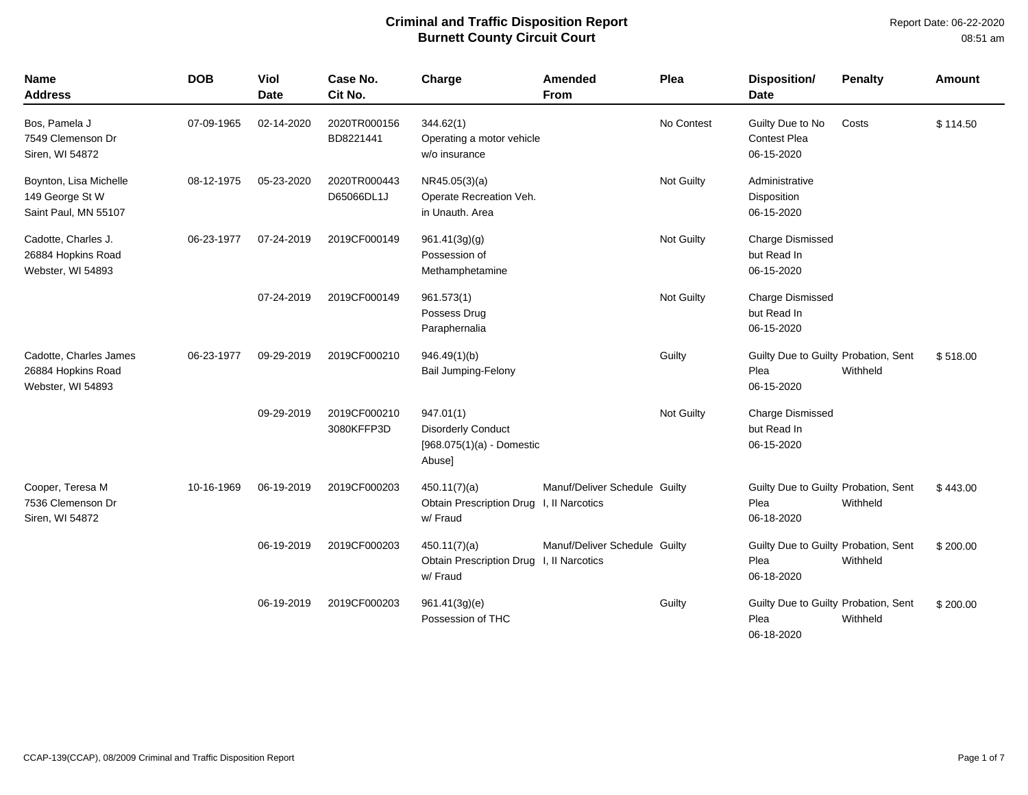# Criminal and Traffic Disposition Report
## Burnett County Circuit Court

Report Date: 06-22-2020
08:51 am

| Name<br>Address | DOB | Viol<br>Date | Case No.<br>Cit No. | Charge | Amended<br>From | Plea | Disposition/<br>Date | Penalty | Amount |
|---|---|---|---|---|---|---|---|---|---|
| Bos, Pamela J<br>7549 Clemenson Dr<br>Siren, WI 54872 | 07-09-1965 | 02-14-2020 | 2020TR000156<br>BD8221441 | 344.62(1)<br>Operating a motor vehicle w/o insurance | | No Contest | Guilty Due to No Contest Plea<br>06-15-2020 | Costs | $ 114.50 |
| Boynton, Lisa Michelle<br>149 George St W<br>Saint Paul, MN 55107 | 08-12-1975 | 05-23-2020 | 2020TR000443<br>D65066DL1J | NR45.05(3)(a)<br>Operate Recreation Veh. in Unauth. Area | | Not Guilty | Administrative Disposition<br>06-15-2020 | | |
| Cadotte, Charles J.<br>26884 Hopkins Road<br>Webster, WI 54893 | 06-23-1977 | 07-24-2019 | 2019CF000149 | 961.41(3g)(g)<br>Possession of Methamphetamine | | Not Guilty | Charge Dismissed but Read In<br>06-15-2020 | | |
| | | 07-24-2019 | 2019CF000149 | 961.573(1)<br>Possess Drug Paraphernalia | | Not Guilty | Charge Dismissed but Read In<br>06-15-2020 | | |
| Cadotte, Charles James<br>26884 Hopkins Road<br>Webster, WI 54893 | 06-23-1977 | 09-29-2019 | 2019CF000210 | 946.49(1)(b)<br>Bail Jumping-Felony | | Guilty | Guilty Due to Guilty Plea<br>06-15-2020 | Probation, Sent Withheld | $ 518.00 |
| | | 09-29-2019 | 2019CF000210<br>3080KFFP3D | 947.01(1)<br>Disorderly Conduct [968.075(1)(a) - Domestic Abuse] | | Not Guilty | Charge Dismissed but Read In<br>06-15-2020 | | |
| Cooper, Teresa M<br>7536 Clemenson Dr<br>Siren, WI 54872 | 10-16-1969 | 06-19-2019 | 2019CF000203 | 450.11(7)(a)<br>Obtain Prescription Drug w/ Fraud | Manuf/Deliver Schedule I, II Narcotics | Guilty | Guilty Due to Guilty Plea<br>06-18-2020 | Probation, Sent Withheld | $ 443.00 |
| | | 06-19-2019 | 2019CF000203 | 450.11(7)(a)<br>Obtain Prescription Drug w/ Fraud | Manuf/Deliver Schedule I, II Narcotics | Guilty | Guilty Due to Guilty Plea<br>06-18-2020 | Probation, Sent Withheld | $ 200.00 |
| | | 06-19-2019 | 2019CF000203 | 961.41(3g)(e)<br>Possession of THC | | Guilty | Guilty Due to Guilty Plea<br>06-18-2020 | Probation, Sent Withheld | $ 200.00 |

CCAP-139(CCAP), 08/2009 Criminal and Traffic Disposition Report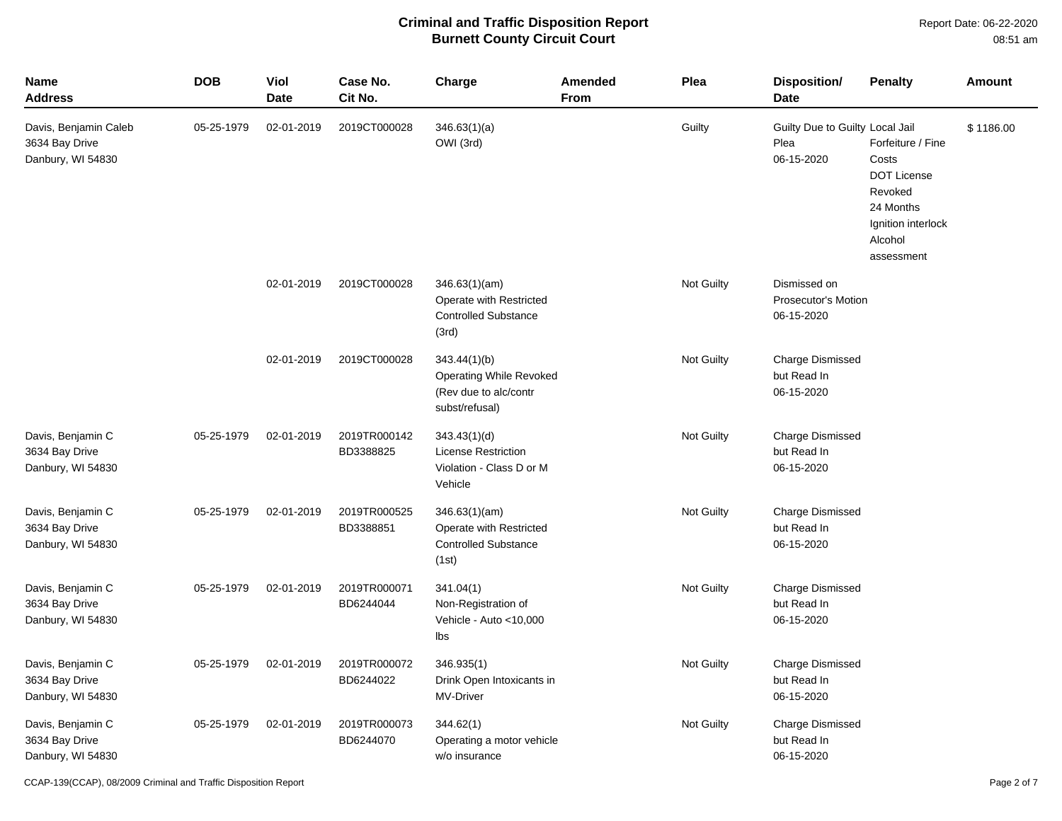# Criminal and Traffic Disposition Report
## Burnett County Circuit Court

Report Date: 06-22-2020
08:51 am

| Name<br>Address | DOB | Viol<br>Date | Case No.<br>Cit No. | Charge | Amended<br>From | Plea | Disposition/<br>Date | Penalty | Amount |
|---|---|---|---|---|---|---|---|---|---|
| Davis, Benjamin Caleb<br>3634 Bay Drive<br>Danbury, WI 54830 | 05-25-1979 | 02-01-2019 | 2019CT000028 | 346.63(1)(a)<br>OWI (3rd) | | Guilty | Guilty Due to Guilty Plea<br>06-15-2020 | Local Jail<br>Forfeiture / Fine<br>Costs<br>DOT License Revoked<br>24 Months<br>Ignition interlock<br>Alcohol assessment | $ 1186.00 |
| | | 02-01-2019 | 2019CT000028 | 346.63(1)(am)<br>Operate with Restricted Controlled Substance (3rd) | | Not Guilty | Dismissed on Prosecutor's Motion<br>06-15-2020 | | |
| | | 02-01-2019 | 2019CT000028 | 343.44(1)(b)<br>Operating While Revoked (Rev due to alc/contr subst/refusal) | | Not Guilty | Charge Dismissed but Read In<br>06-15-2020 | | |
| Davis, Benjamin C<br>3634 Bay Drive<br>Danbury, WI 54830 | 05-25-1979 | 02-01-2019 | 2019TR000142<br>BD3388825 | 343.43(1)(d)<br>License Restriction Violation - Class D or M Vehicle | | Not Guilty | Charge Dismissed but Read In<br>06-15-2020 | | |
| Davis, Benjamin C<br>3634 Bay Drive<br>Danbury, WI 54830 | 05-25-1979 | 02-01-2019 | 2019TR000525<br>BD3388851 | 346.63(1)(am)<br>Operate with Restricted Controlled Substance (1st) | | Not Guilty | Charge Dismissed but Read In<br>06-15-2020 | | |
| Davis, Benjamin C<br>3634 Bay Drive<br>Danbury, WI 54830 | 05-25-1979 | 02-01-2019 | 2019TR000071<br>BD6244044 | 341.04(1)<br>Non-Registration of Vehicle - Auto <10,000 lbs | | Not Guilty | Charge Dismissed but Read In<br>06-15-2020 | | |
| Davis, Benjamin C<br>3634 Bay Drive<br>Danbury, WI 54830 | 05-25-1979 | 02-01-2019 | 2019TR000072<br>BD6244022 | 346.935(1)<br>Drink Open Intoxicants in MV-Driver | | Not Guilty | Charge Dismissed but Read In<br>06-15-2020 | | |
| Davis, Benjamin C<br>3634 Bay Drive<br>Danbury, WI 54830 | 05-25-1979 | 02-01-2019 | 2019TR000073<br>BD6244070 | 344.62(1)<br>Operating a motor vehicle w/o insurance | | Not Guilty | Charge Dismissed but Read In<br>06-15-2020 | | |

CCAP-139(CCAP), 08/2009 Criminal and Traffic Disposition Report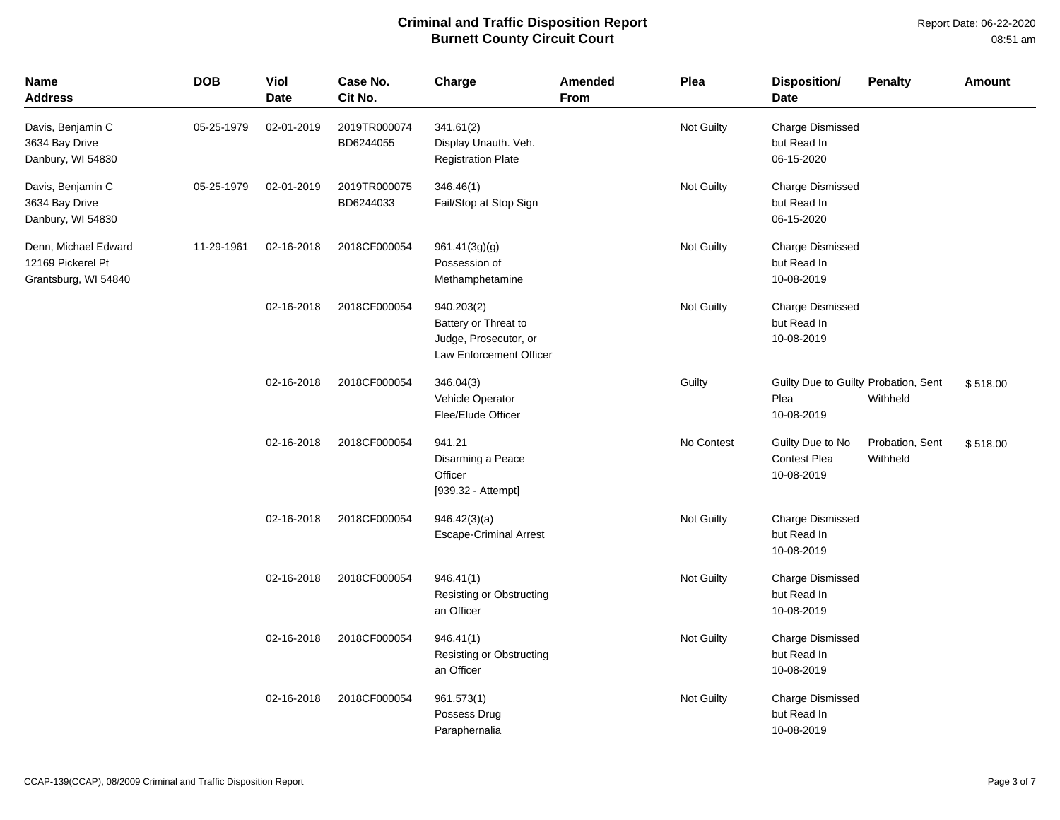# Criminal and Traffic Disposition Report
## Burnett County Circuit Court

Report Date: 06-22-2020
08:51 am

| Name<br>Address | DOB | Viol<br>Date | Case No.<br>Cit No. | Charge | Amended<br>From | Plea | Disposition/<br>Date | Penalty | Amount |
|---|---|---|---|---|---|---|---|---|---|
| Davis, Benjamin C<br>3634 Bay Drive<br>Danbury, WI 54830 | 05-25-1979 | 02-01-2019 | 2019TR000074<br>BD6244055 | 341.61(2)<br>Display Unauth. Veh.<br>Registration Plate | | Not Guilty | Charge Dismissed<br>but Read In<br>06-15-2020 | | |
| Davis, Benjamin C<br>3634 Bay Drive<br>Danbury, WI 54830 | 05-25-1979 | 02-01-2019 | 2019TR000075<br>BD6244033 | 346.46(1)<br>Fail/Stop at Stop Sign | | Not Guilty | Charge Dismissed<br>but Read In<br>06-15-2020 | | |
| Denn, Michael Edward<br>12169 Pickerel Pt<br>Grantsburg, WI 54840 | 11-29-1961 | 02-16-2018 | 2018CF000054 | 961.41(3g)(g)<br>Possession of<br>Methamphetamine | | Not Guilty | Charge Dismissed<br>but Read In<br>10-08-2019 | | |
| | | 02-16-2018 | 2018CF000054 | 940.203(2)<br>Battery or Threat to<br>Judge, Prosecutor, or<br>Law Enforcement Officer | | Not Guilty | Charge Dismissed<br>but Read In<br>10-08-2019 | | |
| | | 02-16-2018 | 2018CF000054 | 346.04(3)<br>Vehicle Operator<br>Flee/Elude Officer | | Guilty | Guilty Due to Guilty<br>Plea<br>10-08-2019 | Probation, Sent<br>Withheld | $ 518.00 |
| | | 02-16-2018 | 2018CF000054 | 941.21<br>Disarming a Peace<br>Officer<br>[939.32 - Attempt] | | No Contest | Guilty Due to No<br>Contest Plea<br>10-08-2019 | Probation, Sent<br>Withheld | $ 518.00 |
| | | 02-16-2018 | 2018CF000054 | 946.42(3)(a)<br>Escape-Criminal Arrest | | Not Guilty | Charge Dismissed<br>but Read In<br>10-08-2019 | | |
| | | 02-16-2018 | 2018CF000054 | 946.41(1)<br>Resisting or Obstructing<br>an Officer | | Not Guilty | Charge Dismissed<br>but Read In<br>10-08-2019 | | |
| | | 02-16-2018 | 2018CF000054 | 946.41(1)<br>Resisting or Obstructing<br>an Officer | | Not Guilty | Charge Dismissed<br>but Read In<br>10-08-2019 | | |
| | | 02-16-2018 | 2018CF000054 | 961.573(1)<br>Possess Drug<br>Paraphernalia | | Not Guilty | Charge Dismissed<br>but Read In<br>10-08-2019 | | |

CCAP-139(CCAP), 08/2009 Criminal and Traffic Disposition Report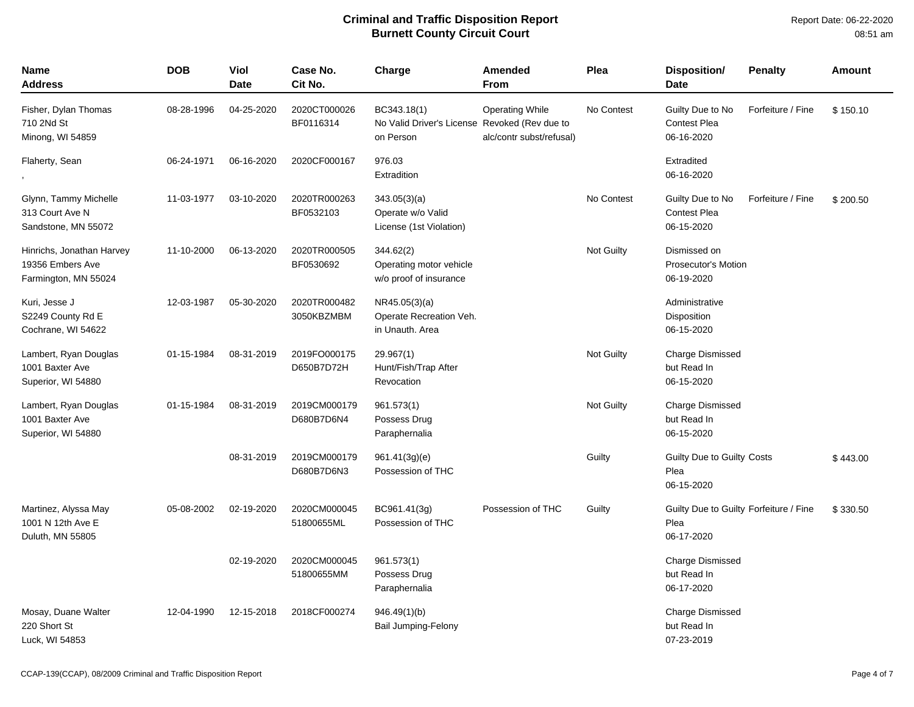# Criminal and Traffic Disposition Report
## Burnett County Circuit Court

Report Date: 06-22-2020
08:51 am

| Name<br>Address | DOB | Viol<br>Date | Case No.<br>Cit No. | Charge | Amended<br>From | Plea | Disposition/<br>Date | Penalty | Amount |
|---|---|---|---|---|---|---|---|---|---|
| Fisher, Dylan Thomas<br>710 2Nd St<br>Minong, WI 54859 | 08-28-1996 | 04-25-2020 | 2020CT000026<br>BF0116314 | BC343.18(1)<br>No Valid Driver's License on Person | Operating While Revoked (Rev due to alc/contr subst/refusal) | No Contest | Guilty Due to No Contest Plea<br>06-16-2020 | Forfeiture / Fine | $ 150.10 |
| Flaherty, Sean<br>, | 06-24-1971 | 06-16-2020 | 2020CF000167 | 976.03<br>Extradition | | | Extradited<br>06-16-2020 | | |
| Glynn, Tammy Michelle<br>313 Court Ave N<br>Sandstone, MN 55072 | 11-03-1977 | 03-10-2020 | 2020TR000263<br>BF0532103 | 343.05(3)(a)<br>Operate w/o Valid License (1st Violation) | | No Contest | Guilty Due to No Contest Plea<br>06-15-2020 | Forfeiture / Fine | $ 200.50 |
| Hinrichs, Jonathan Harvey<br>19356 Embers Ave<br>Farmington, MN 55024 | 11-10-2000 | 06-13-2020 | 2020TR000505<br>BF0530692 | 344.62(2)<br>Operating motor vehicle w/o proof of insurance | | Not Guilty | Dismissed on Prosecutor's Motion<br>06-19-2020 | | |
| Kuri, Jesse J<br>S2249 County Rd E<br>Cochrane, WI 54622 | 12-03-1987 | 05-30-2020 | 2020TR000482<br>3050KBZMBM | NR45.05(3)(a)<br>Operate Recreation Veh. in Unauth. Area | | | Administrative Disposition<br>06-15-2020 | | |
| Lambert, Ryan Douglas<br>1001 Baxter Ave<br>Superior, WI 54880 | 01-15-1984 | 08-31-2019 | 2019FO000175<br>D650B7D72H | 29.967(1)<br>Hunt/Fish/Trap After Revocation | | Not Guilty | Charge Dismissed but Read In<br>06-15-2020 | | |
| Lambert, Ryan Douglas<br>1001 Baxter Ave<br>Superior, WI 54880 | 01-15-1984 | 08-31-2019 | 2019CM000179<br>D680B7D6N4 | 961.573(1)<br>Possess Drug Paraphernalia | | Not Guilty | Charge Dismissed but Read In<br>06-15-2020 | | |
| | | 08-31-2019 | 2019CM000179<br>D680B7D6N3 | 961.41(3g)(e)<br>Possession of THC | | Guilty | Guilty Due to Guilty Plea<br>06-15-2020 | Costs | $ 443.00 |
| Martinez, Alyssa May<br>1001 N 12th Ave E<br>Duluth, MN 55805 | 05-08-2002 | 02-19-2020 | 2020CM000045<br>51800655ML | BC961.41(3g)<br>Possession of THC | Possession of THC | Guilty | Guilty Due to Guilty Plea<br>06-17-2020 | Forfeiture / Fine | $ 330.50 |
| | | 02-19-2020 | 2020CM000045<br>51800655MM | 961.573(1)<br>Possess Drug Paraphernalia | | | Charge Dismissed but Read In<br>06-17-2020 | | |
| Mosay, Duane Walter<br>220 Short St<br>Luck, WI 54853 | 12-04-1990 | 12-15-2018 | 2018CF000274 | 946.49(1)(b)<br>Bail Jumping-Felony | | | Charge Dismissed but Read In<br>07-23-2019 | | |

CCAP-139(CCAP), 08/2009 Criminal and Traffic Disposition Report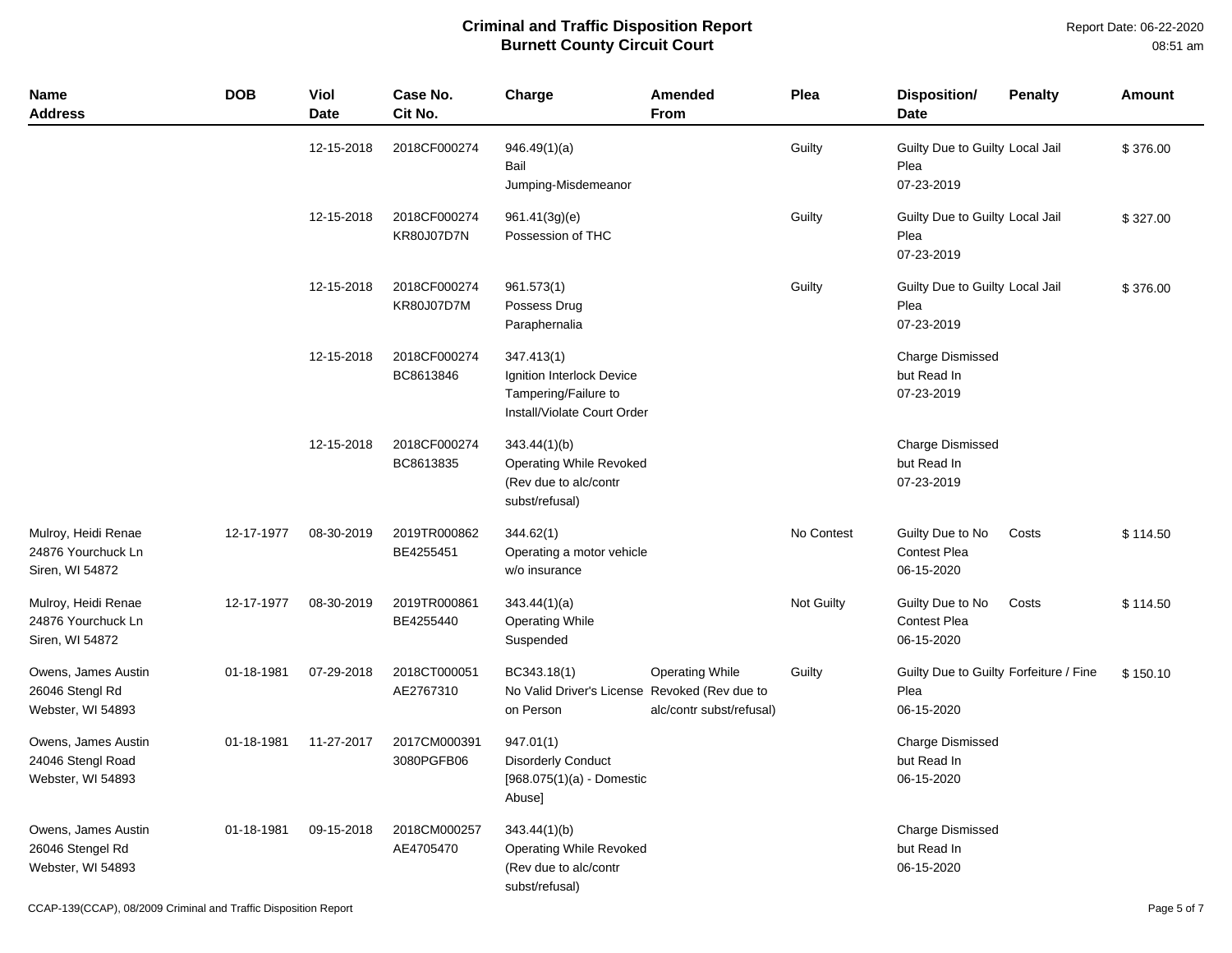# Criminal and Traffic Disposition Report
## Burnett County Circuit Court

Report Date: 06-22-2020 08:51 am

| Name Address | DOB | Viol Date | Case No. Cit No. | Charge | Amended From | Plea | Disposition/ Date | Penalty | Amount |
|---|---|---|---|---|---|---|---|---|---|
| | | 12-15-2018 | 2018CF000274 | 946.49(1)(a) Bail Jumping-Misdemeanor | | Guilty | Guilty Due to Guilty Plea 07-23-2019 | Local Jail | $ 376.00 |
| | | 12-15-2018 | 2018CF000274 KR80J07D7N | 961.41(3g)(e) Possession of THC | | Guilty | Guilty Due to Guilty Plea 07-23-2019 | Local Jail | $ 327.00 |
| | | 12-15-2018 | 2018CF000274 KR80J07D7M | 961.573(1) Possess Drug Paraphernalia | | Guilty | Guilty Due to Guilty Plea 07-23-2019 | Local Jail | $ 376.00 |
| | | 12-15-2018 | 2018CF000274 BC8613846 | 347.413(1) Ignition Interlock Device Tampering/Failure to Install/Violate Court Order | | | Charge Dismissed but Read In 07-23-2019 | | |
| | | 12-15-2018 | 2018CF000274 BC8613835 | 343.44(1)(b) Operating While Revoked (Rev due to alc/contr subst/refusal) | | | Charge Dismissed but Read In 07-23-2019 | | |
| Mulroy, Heidi Renae 24876 Yourchuck Ln Siren, WI 54872 | 12-17-1977 | 08-30-2019 | 2019TR000862 BE4255451 | 344.62(1) Operating a motor vehicle w/o insurance | | No Contest | Guilty Due to No Contest Plea 06-15-2020 | Costs | $ 114.50 |
| Mulroy, Heidi Renae 24876 Yourchuck Ln Siren, WI 54872 | 12-17-1977 | 08-30-2019 | 2019TR000861 BE4255440 | 343.44(1)(a) Operating While Suspended | | Not Guilty | Guilty Due to No Contest Plea 06-15-2020 | Costs | $ 114.50 |
| Owens, James Austin 26046 Stengl Rd Webster, WI 54893 | 01-18-1981 | 07-29-2018 | 2018CT000051 AE2767310 | BC343.18(1) No Valid Driver's License on Person | Operating While Revoked (Rev due to alc/contr subst/refusal) | Guilty | Guilty Due to Guilty Plea 06-15-2020 | Forfeiture / Fine | $ 150.10 |
| Owens, James Austin 24046 Stengl Road Webster, WI 54893 | 01-18-1981 | 11-27-2017 | 2017CM000391 3080PGFB06 | 947.01(1) Disorderly Conduct [968.075(1)(a) - Domestic Abuse] | | | Charge Dismissed but Read In 06-15-2020 | | |
| Owens, James Austin 26046 Stengel Rd Webster, WI 54893 | 01-18-1981 | 09-15-2018 | 2018CM000257 AE4705470 | 343.44(1)(b) Operating While Revoked (Rev due to alc/contr subst/refusal) | | | Charge Dismissed but Read In 06-15-2020 | | |

CCAP-139(CCAP), 08/2009 Criminal and Traffic Disposition Report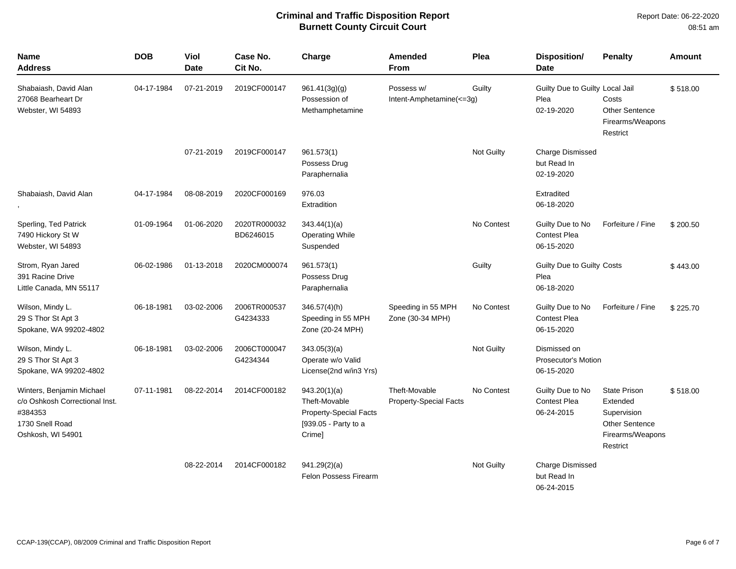# Criminal and Traffic Disposition Report
## Burnett County Circuit Court

Report Date: 06-22-2020
08:51 am

| Name<br>Address | DOB | Viol Date | Case No.<br>Cit No. | Charge | Amended From | Plea | Disposition/<br>Date | Penalty | Amount |
|---|---|---|---|---|---|---|---|---|---|
| Shabaiash, David Alan<br>27068 Bearheart Dr<br>Webster, WI 54893 | 04-17-1984 | 07-21-2019 | 2019CF000147 | 961.41(3g)(g)<br>Possession of Methamphetamine | Possess w/ Intent-Amphetamine(<=3g) | Guilty | Guilty Due to Guilty Plea<br>02-19-2020 | Local Jail<br>Costs<br>Other Sentence<br>Firearms/Weapons Restrict | $ 518.00 |
| | | 07-21-2019 | 2019CF000147 | 961.573(1)<br>Possess Drug Paraphernalia | | Not Guilty | Charge Dismissed but Read In<br>02-19-2020 | | |
| Shabaiash, David Alan<br>, | 04-17-1984 | 08-08-2019 | 2020CF000169 | 976.03<br>Extradition | | | Extradited<br>06-18-2020 | | |
| Sperling, Ted Patrick<br>7490 Hickory St W<br>Webster, WI 54893 | 01-09-1964 | 01-06-2020 | 2020TR000032<br>BD6246015 | 343.44(1)(a)<br>Operating While Suspended | | No Contest | Guilty Due to No Contest Plea<br>06-15-2020 | Forfeiture / Fine | $ 200.50 |
| Strom, Ryan Jared<br>391 Racine Drive<br>Little Canada, MN 55117 | 06-02-1986 | 01-13-2018 | 2020CM000074 | 961.573(1)<br>Possess Drug Paraphernalia | | Guilty | Guilty Due to Guilty Plea<br>06-18-2020 | Costs | $ 443.00 |
| Wilson, Mindy L.<br>29 S Thor St Apt 3<br>Spokane, WA 99202-4802 | 06-18-1981 | 03-02-2006 | 2006TR000537<br>G4234333 | 346.57(4)(h)<br>Speeding in 55 MPH Zone (20-24 MPH) | Speeding in 55 MPH Zone (30-34 MPH) | No Contest | Guilty Due to No Contest Plea<br>06-15-2020 | Forfeiture / Fine | $ 225.70 |
| Wilson, Mindy L.<br>29 S Thor St Apt 3<br>Spokane, WA 99202-4802 | 06-18-1981 | 03-02-2006 | 2006CT000047<br>G4234344 | 343.05(3)(a)<br>Operate w/o Valid License(2nd w/in3 Yrs) | | Not Guilty | Dismissed on Prosecutor's Motion<br>06-15-2020 | | |
| Winters, Benjamin Michael<br>c/o Oshkosh Correctional Inst. #384353<br>1730 Snell Road<br>Oshkosh, WI 54901 | 07-11-1981 | 08-22-2014 | 2014CF000182 | 943.20(1)(a)<br>Theft-Movable Property-Special Facts [939.05 - Party to a Crime] | Theft-Movable Property-Special Facts | No Contest | Guilty Due to No Contest Plea<br>06-24-2015 | State Prison<br>Extended Supervision<br>Other Sentence<br>Firearms/Weapons Restrict | $ 518.00 |
| | | 08-22-2014 | 2014CF000182 | 941.29(2)(a)<br>Felon Possess Firearm | | Not Guilty | Charge Dismissed but Read In<br>06-24-2015 | | |

CCAP-139(CCAP), 08/2009 Criminal and Traffic Disposition Report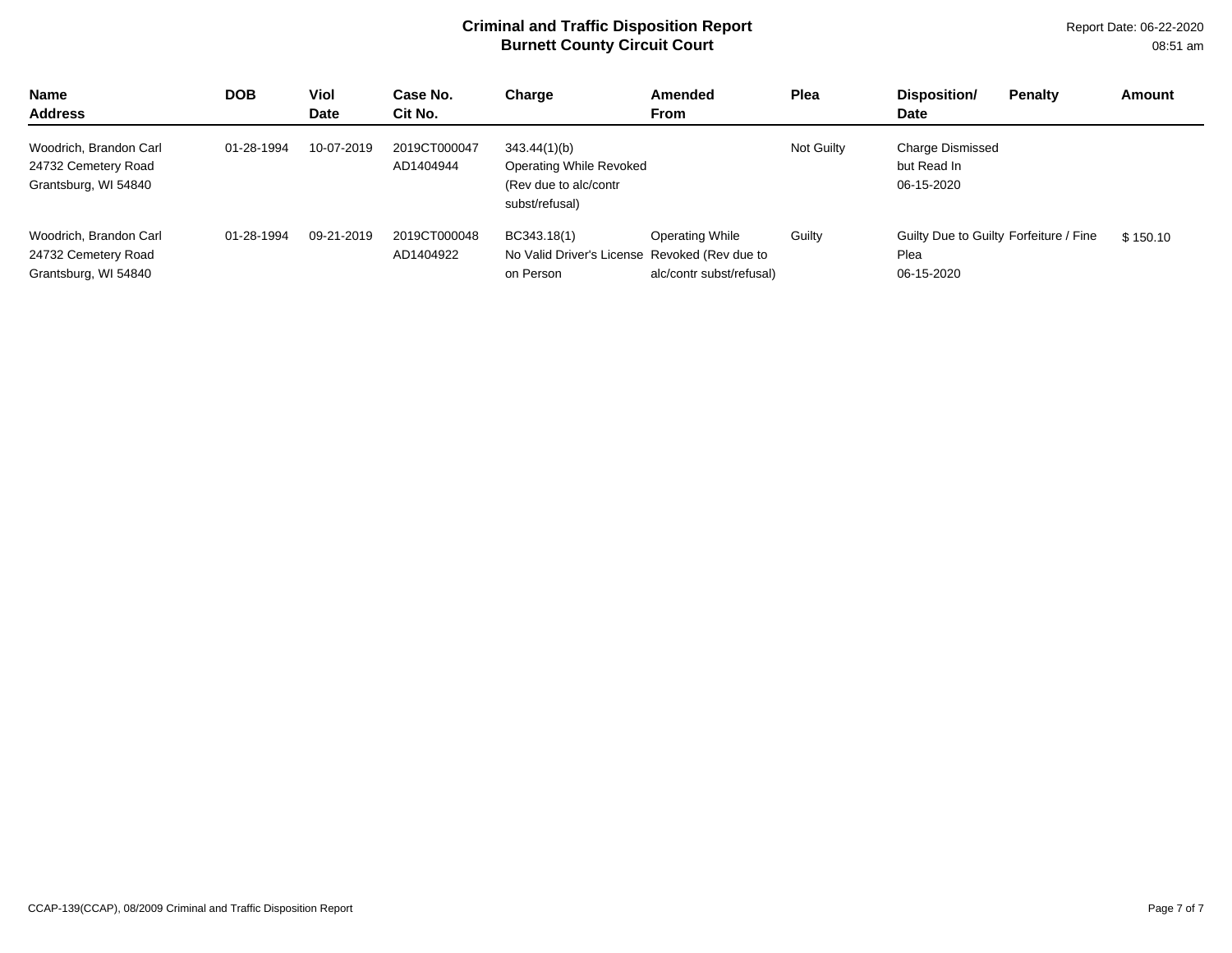**Criminal and Traffic Disposition Report**
**Burnett County Circuit Court**

Report Date: 06-22-2020
08:51 am

| Name<br>Address | DOB | Viol Date | Case No.<br>Cit No. | Charge | Amended From | Plea | Disposition/<br>Date | Penalty | Amount |
|---|---|---|---|---|---|---|---|---|---|
| Woodrich, Brandon Carl<br>24732 Cemetery Road<br>Grantsburg, WI 54840 | 01-28-1994 | 10-07-2019 | 2019CT000047<br>AD1404944 | 343.44(1)(b)<br>Operating While Revoked (Rev due to alc/contr subst/refusal) | | Not Guilty | Charge Dismissed but Read In<br>06-15-2020 | | |
| Woodrich, Brandon Carl<br>24732 Cemetery Road<br>Grantsburg, WI 54840 | 01-28-1994 | 09-21-2019 | 2019CT000048<br>AD1404922 | BC343.18(1)<br>No Valid Driver's License on Person | Operating While Revoked (Rev due to alc/contr subst/refusal) | Guilty | Guilty Due to Guilty Plea<br>06-15-2020 | Forfeiture / Fine | $ 150.10 |

CCAP-139(CCAP), 08/2009 Criminal and Traffic Disposition Report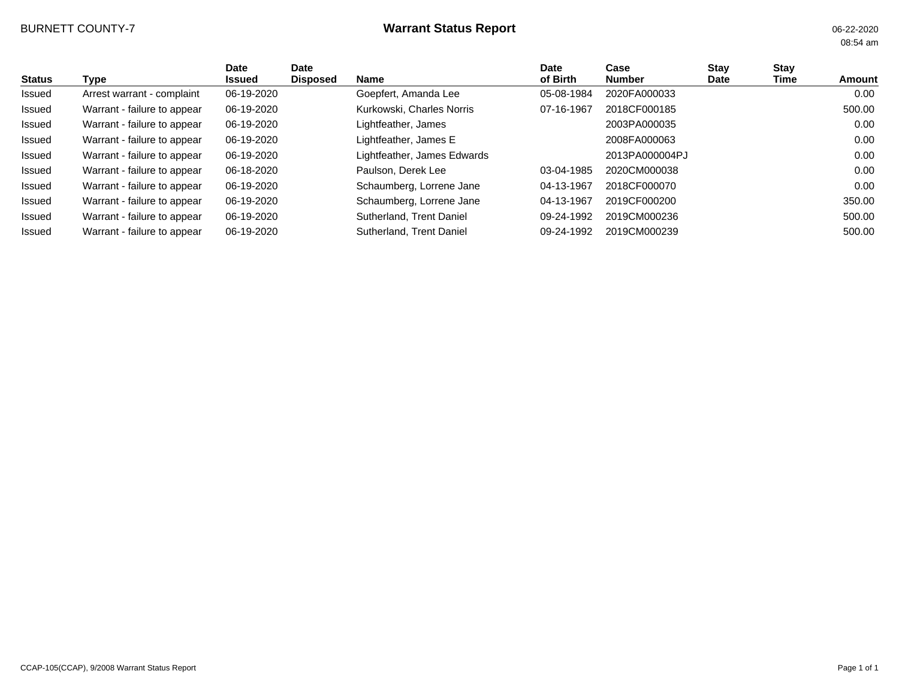BURNETT COUNTY-7

# Warrant Status Report

06-22-2020
08:54 am

| Status | Type | Date Issued | Date Disposed | Name | Date of Birth | Case Number | Stay Date | Stay Time | Amount |
|---|---|---|---|---|---|---|---|---|---|
| Issued | Arrest warrant - complaint | 06-19-2020 | | Goepfert, Amanda Lee | 05-08-1984 | 2020FA000033 | | | 0.00 |
| Issued | Warrant - failure to appear | 06-19-2020 | | Kurkowski, Charles Norris | 07-16-1967 | 2018CF000185 | | | 500.00 |
| Issued | Warrant - failure to appear | 06-19-2020 | | Lightfeather, James | | 2003PA000035 | | | 0.00 |
| Issued | Warrant - failure to appear | 06-19-2020 | | Lightfeather, James E | | 2008FA000063 | | | 0.00 |
| Issued | Warrant - failure to appear | 06-19-2020 | | Lightfeather, James Edwards | | 2013PA000004PJ | | | 0.00 |
| Issued | Warrant - failure to appear | 06-18-2020 | | Paulson, Derek Lee | 03-04-1985 | 2020CM000038 | | | 0.00 |
| Issued | Warrant - failure to appear | 06-19-2020 | | Schaumberg, Lorrene Jane | 04-13-1967 | 2018CF000070 | | | 0.00 |
| Issued | Warrant - failure to appear | 06-19-2020 | | Schaumberg, Lorrene Jane | 04-13-1967 | 2019CF000200 | | | 350.00 |
| Issued | Warrant - failure to appear | 06-19-2020 | | Sutherland, Trent Daniel | 09-24-1992 | 2019CM000236 | | | 500.00 |
| Issued | Warrant - failure to appear | 06-19-2020 | | Sutherland, Trent Daniel | 09-24-1992 | 2019CM000239 | | | 500.00 |

CCAP-105(CCAP), 9/2008 Warrant Status Report